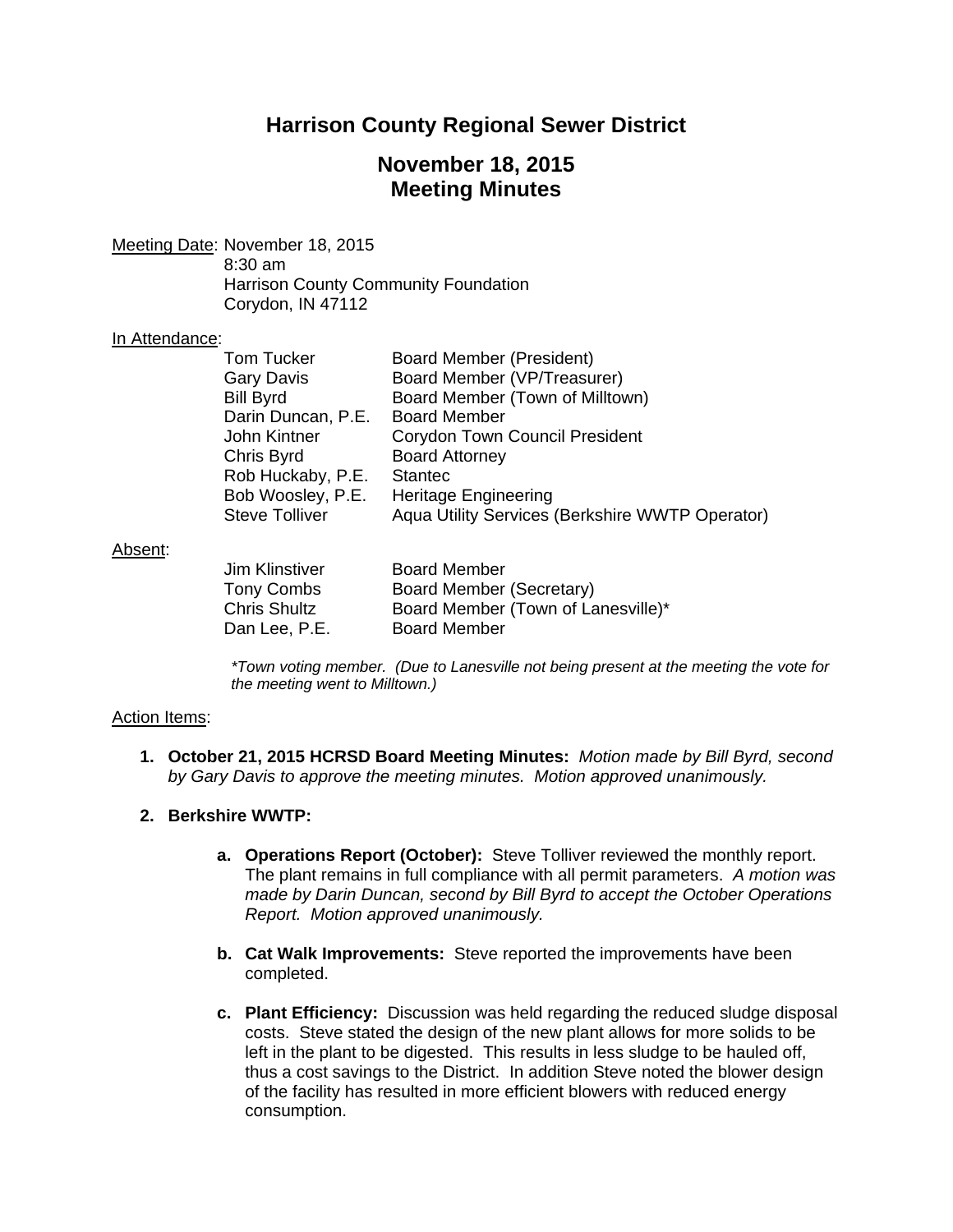# Harrison County Regional Sewer District

## November 18, 2015
## Meeting Minutes

<u>Meeting Date</u>: November 18, 2015
8:30 am
Harrison County Community Foundation
Corydon, IN 47112

<u>In Attendance</u>:

| | |
|---|---|
| Tom Tucker | Board Member (President) |
| Gary Davis | Board Member (VP/Treasurer) |
| Bill Byrd | Board Member (Town of Milltown) |
| Darin Duncan, P.E. | Board Member |
| John Kintner | Corydon Town Council President |
| Chris Byrd | Board Attorney |
| Rob Huckaby, P.E. | Stantec |
| Bob Woosley, P.E. | Heritage Engineering |
| Steve Tolliver | Aqua Utility Services (Berkshire WWTP Operator) |

<u>Absent</u>:

| | |
|---|---|
| Jim Klinstiver | Board Member |
| Tony Combs | Board Member (Secretary) |
| Chris Shultz | Board Member (Town of Lanesville)* |
| Dan Lee, P.E. | Board Member |

*\*Town voting member. (Due to Lanesville not being present at the meeting the vote for the meeting went to Milltown.)*

<u>Action Items</u>:

1. **October 21, 2015 HCRSD Board Meeting Minutes:** *Motion made by Bill Byrd, second by Gary Davis to approve the meeting minutes. Motion approved unanimously.*

2. **Berkshire WWTP:**

   a. **Operations Report (October):** Steve Tolliver reviewed the monthly report. The plant remains in full compliance with all permit parameters. *A motion was made by Darin Duncan, second by Bill Byrd to accept the October Operations Report. Motion approved unanimously.*

   b. **Cat Walk Improvements:** Steve reported the improvements have been completed.

   c. **Plant Efficiency:** Discussion was held regarding the reduced sludge disposal costs. Steve stated the design of the new plant allows for more solids to be left in the plant to be digested. This results in less sludge to be hauled off, thus a cost savings to the District. In addition Steve noted the blower design of the facility has resulted in more efficient blowers with reduced energy consumption.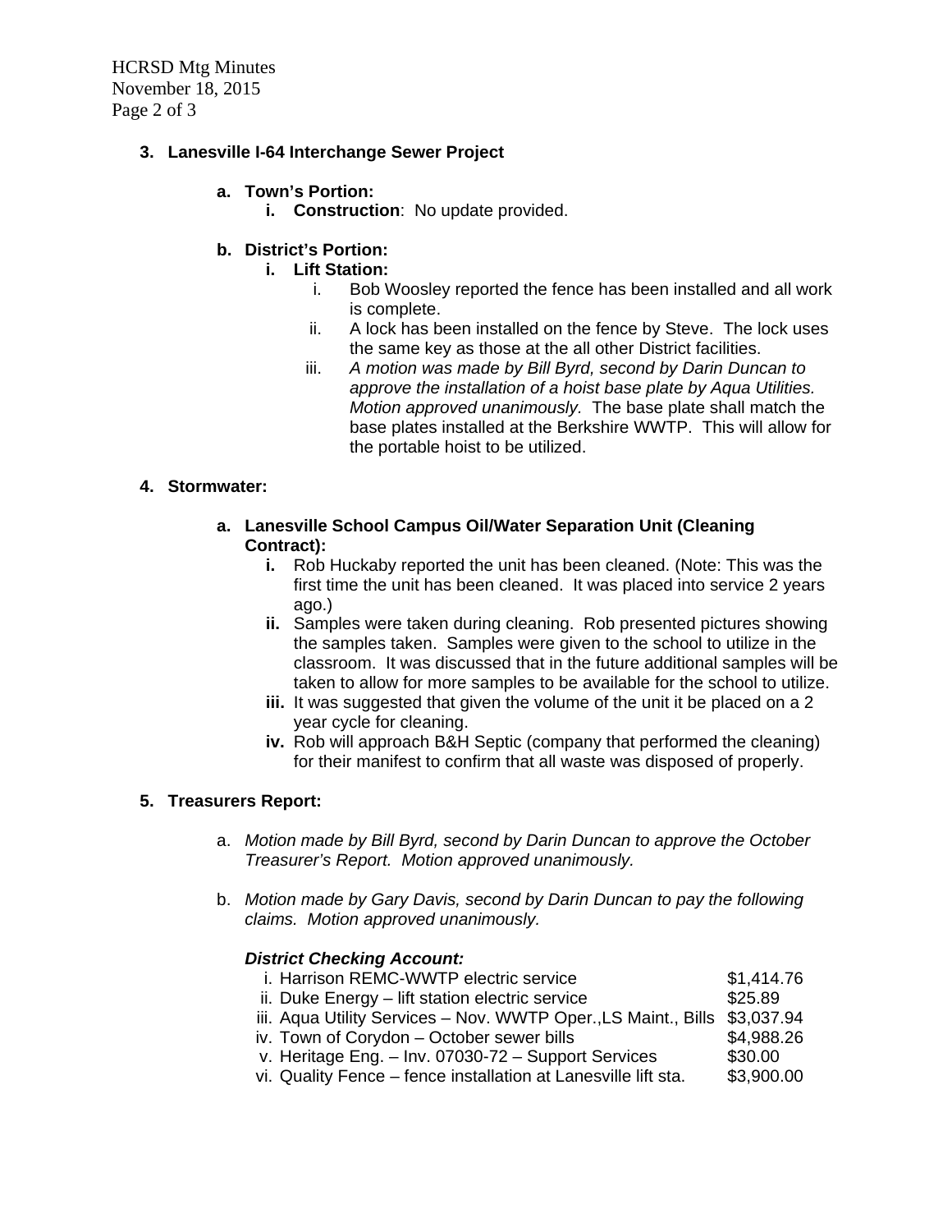3. **Lanesville I-64 Interchange Sewer Project**

   a. **Town's Portion:**
      i. **Construction**: No update provided.

   b. **District's Portion:**
      i. **Lift Station:**
         i. Bob Woosley reported the fence has been installed and all work is complete.
         ii. A lock has been installed on the fence by Steve. The lock uses the same key as those at the all other District facilities.
         iii. *A motion was made by Bill Byrd, second by Darin Duncan to approve the installation of a hoist base plate by Aqua Utilities. Motion approved unanimously.* The base plate shall match the base plates installed at the Berkshire WWTP. This will allow for the portable hoist to be utilized.

4. **Stormwater:**

   a. **Lanesville School Campus Oil/Water Separation Unit (Cleaning Contract):**
      i. Rob Huckaby reported the unit has been cleaned. (Note: This was the first time the unit has been cleaned. It was placed into service 2 years ago.)
      ii. Samples were taken during cleaning. Rob presented pictures showing the samples taken. Samples were given to the school to utilize in the classroom. It was discussed that in the future additional samples will be taken to allow for more samples to be available for the school to utilize.
      iii. It was suggested that given the volume of the unit it be placed on a 2 year cycle for cleaning.
      iv. Rob will approach B&H Septic (company that performed the cleaning) for their manifest to confirm that all waste was disposed of properly.

5. **Treasurers Report:**

   a. *Motion made by Bill Byrd, second by Darin Duncan to approve the October Treasurer's Report. Motion approved unanimously.*

   b. *Motion made by Gary Davis, second by Darin Duncan to pay the following claims. Motion approved unanimously.*

      ***District Checking Account:***

      | | |
      |---|---|
      | i. Harrison REMC-WWTP electric service | $1,414.76 |
      | ii. Duke Energy – lift station electric service | $25.89 |
      | iii. Aqua Utility Services – Nov. WWTP Oper.,LS Maint., Bills | $3,037.94 |
      | iv. Town of Corydon – October sewer bills | $4,988.26 |
      | v. Heritage Eng. – Inv. 07030-72 – Support Services | $30.00 |
      | vi. Quality Fence – fence installation at Lanesville lift sta. | $3,900.00 |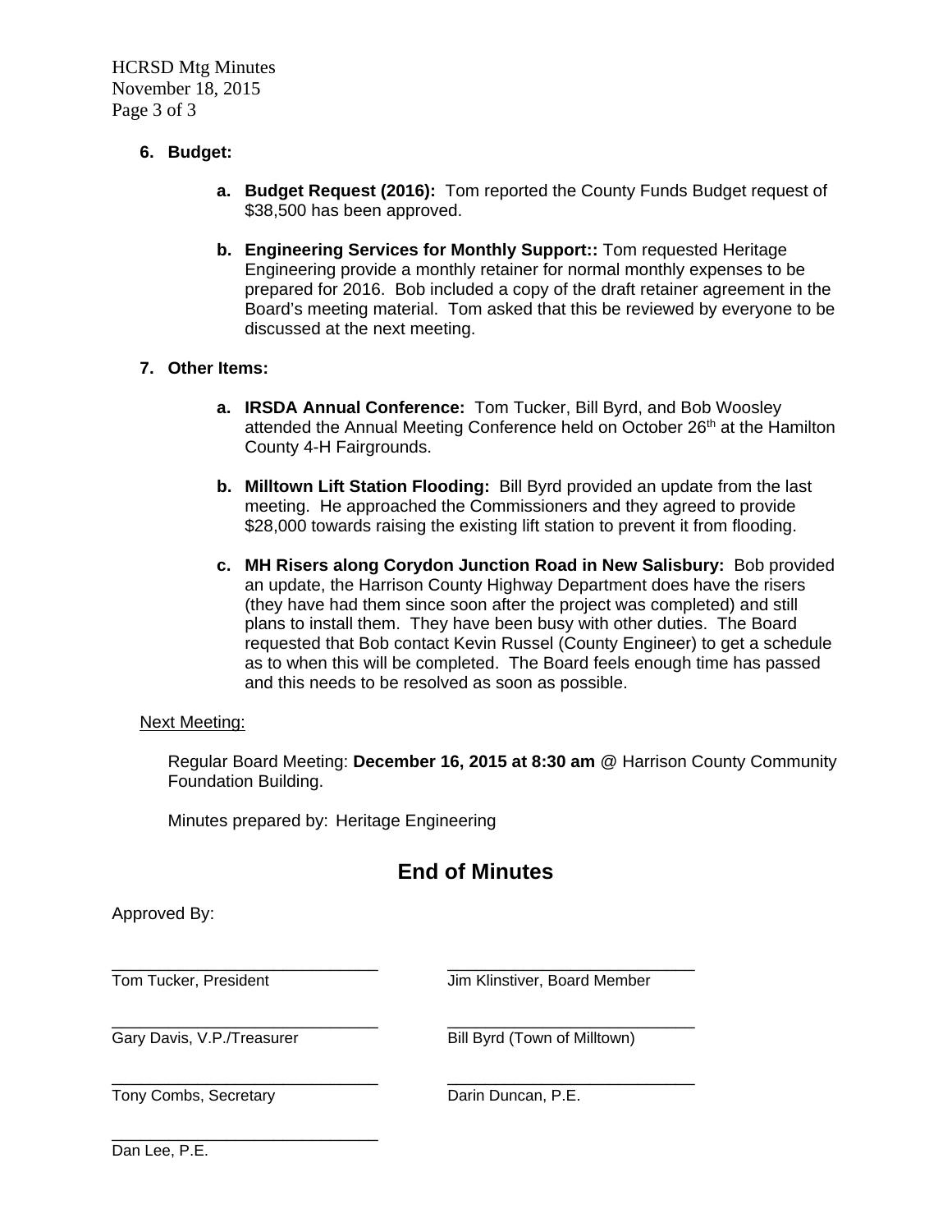**6. Budget:**

   **a. Budget Request (2016):** Tom reported the County Funds Budget request of $38,500 has been approved.

   **b. Engineering Services for Monthly Support::** Tom requested Heritage Engineering provide a monthly retainer for normal monthly expenses to be prepared for 2016. Bob included a copy of the draft retainer agreement in the Board's meeting material. Tom asked that this be reviewed by everyone to be discussed at the next meeting.

**7. Other Items:**

   **a. IRSDA Annual Conference:** Tom Tucker, Bill Byrd, and Bob Woosley attended the Annual Meeting Conference held on October 26th at the Hamilton County 4-H Fairgrounds.

   **b. Milltown Lift Station Flooding:** Bill Byrd provided an update from the last meeting. He approached the Commissioners and they agreed to provide $28,000 towards raising the existing lift station to prevent it from flooding.

   **c. MH Risers along Corydon Junction Road in New Salisbury:** Bob provided an update, the Harrison County Highway Department does have the risers (they have had them since soon after the project was completed) and still plans to install them. They have been busy with other duties. The Board requested that Bob contact Kevin Russel (County Engineer) to get a schedule as to when this will be completed. The Board feels enough time has passed and this needs to be resolved as soon as possible.

<u>Next Meeting:</u>

Regular Board Meeting: **December 16, 2015 at 8:30 am** @ Harrison County Community Foundation Building.

Minutes prepared by: Heritage Engineering

## End of Minutes

Approved By:

| | |
|---|---|
| ___________________________ | ___________________________ |
| Tom Tucker, President | Jim Klinstiver, Board Member |
| ___________________________ | ___________________________ |
| Gary Davis, V.P./Treasurer | Bill Byrd (Town of Milltown) |
| ___________________________ | ___________________________ |
| Tony Combs, Secretary | Darin Duncan, P.E. |
| ___________________________ | |
| Dan Lee, P.E. | |